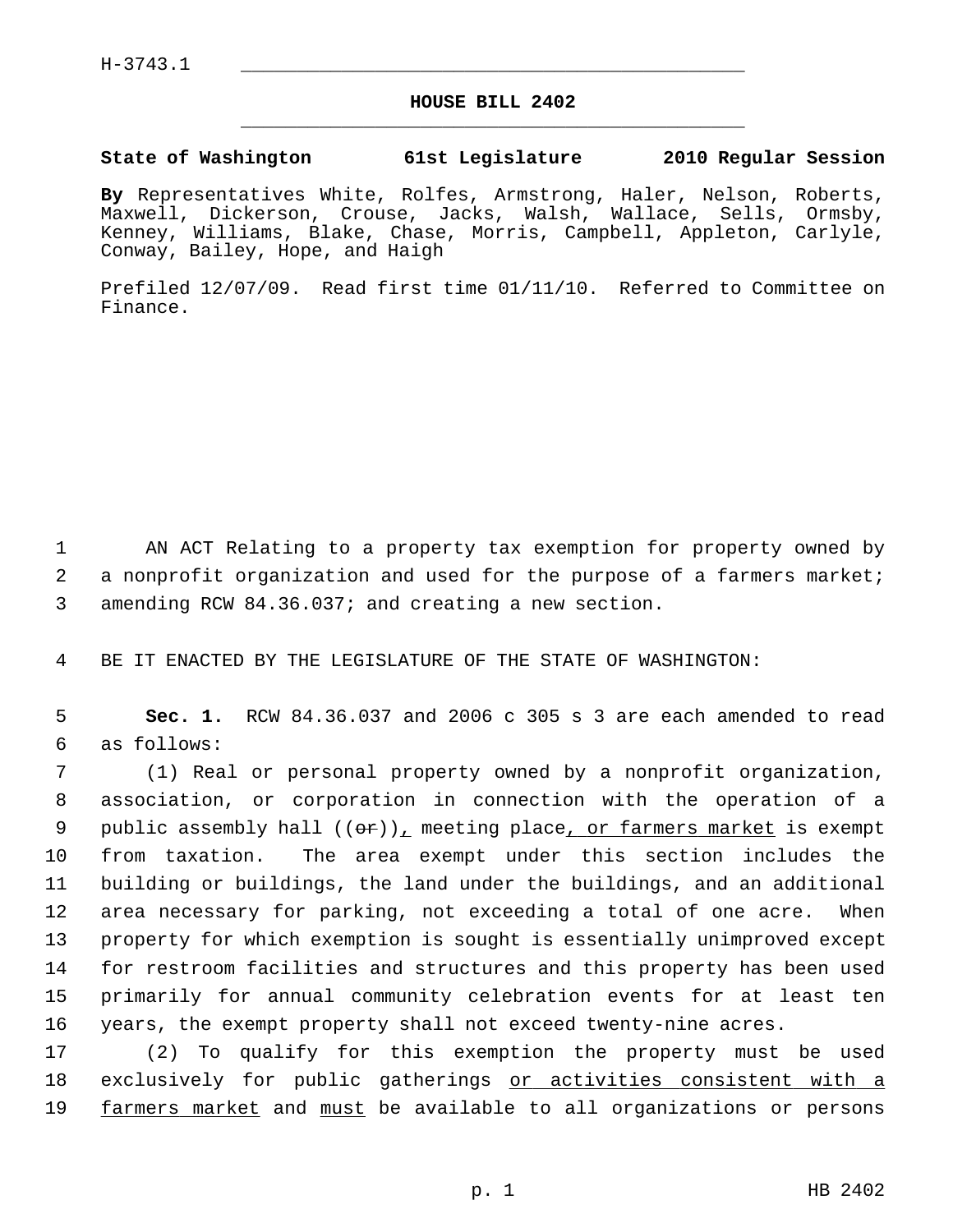H-3743.1

# HOUSE BILL 2402

**State of Washington 61st Legislature 2010 Regular Session**

**By** Representatives White, Rolfes, Armstrong, Haler, Nelson, Roberts, Maxwell, Dickerson, Crouse, Jacks, Walsh, Wallace, Sells, Ormsby, Kenney, Williams, Blake, Chase, Morris, Campbell, Appleton, Carlyle, Conway, Bailey, Hope, and Haigh

Prefiled 12/07/09. Read first time 01/11/10. Referred to Committee on Finance.

AN ACT Relating to a property tax exemption for property owned by a nonprofit organization and used for the purpose of a farmers market; amending RCW 84.36.037; and creating a new section.

BE IT ENACTED BY THE LEGISLATURE OF THE STATE OF WASHINGTON:

**Sec. 1.** RCW 84.36.037 and 2006 c 305 s 3 are each amended to read as follows:

(1) Real or personal property owned by a nonprofit organization, association, or corporation in connection with the operation of a public assembly hall ((~~or~~)), meeting place, or farmers market is exempt from taxation. The area exempt under this section includes the building or buildings, the land under the buildings, and an additional area necessary for parking, not exceeding a total of one acre. When property for which exemption is sought is essentially unimproved except for restroom facilities and structures and this property has been used primarily for annual community celebration events for at least ten years, the exempt property shall not exceed twenty-nine acres.

(2) To qualify for this exemption the property must be used exclusively for public gatherings or activities consistent with a farmers market and must be available to all organizations or persons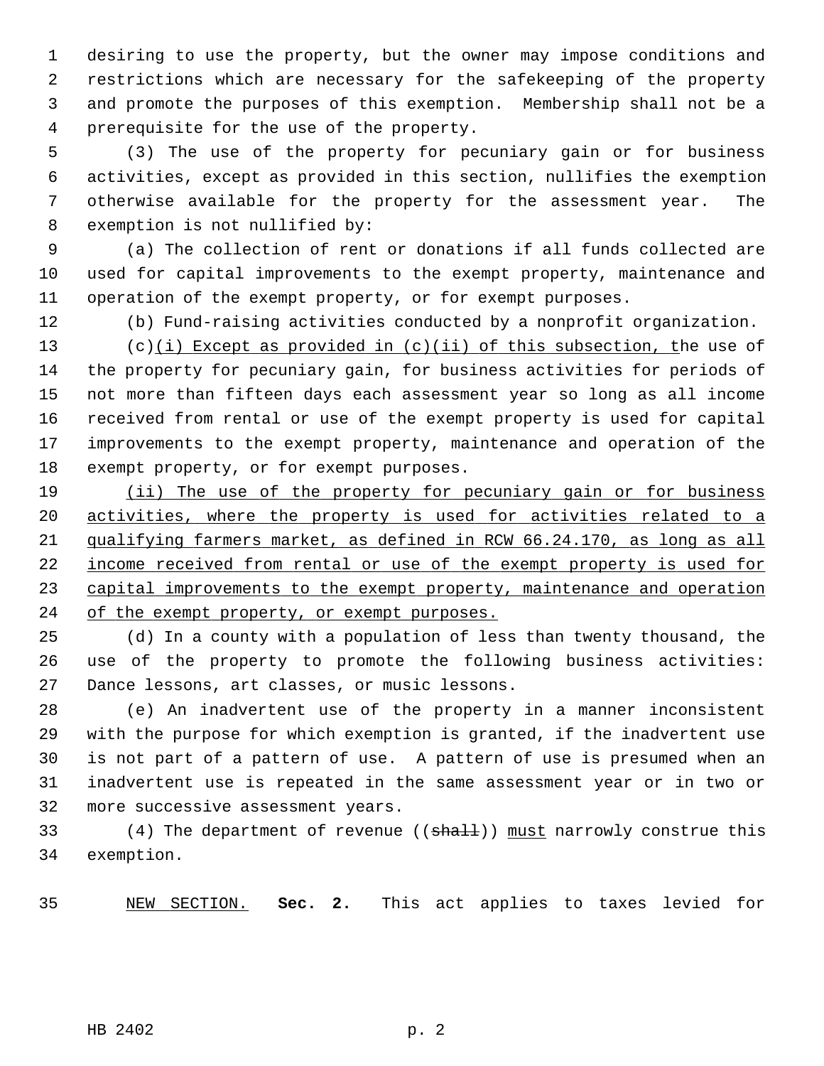desiring to use the property, but the owner may impose conditions and restrictions which are necessary for the safekeeping of the property and promote the purposes of this exemption. Membership shall not be a prerequisite for the use of the property.

(3) The use of the property for pecuniary gain or for business activities, except as provided in this section, nullifies the exemption otherwise available for the property for the assessment year. The exemption is not nullified by:

(a) The collection of rent or donations if all funds collected are used for capital improvements to the exempt property, maintenance and operation of the exempt property, or for exempt purposes.

(b) Fund-raising activities conducted by a nonprofit organization.

(c)<u>(i) Except as provided in (c)(ii) of this subsection, t</u>he use of the property for pecuniary gain, for business activities for periods of not more than fifteen days each assessment year so long as all income received from rental or use of the exempt property is used for capital improvements to the exempt property, maintenance and operation of the exempt property, or for exempt purposes.

<u>(ii) The use of the property for pecuniary gain or for business activities, where the property is used for activities related to a qualifying farmers market, as defined in RCW 66.24.170, as long as all income received from rental or use of the exempt property is used for capital improvements to the exempt property, maintenance and operation of the exempt property, or exempt purposes.</u>

(d) In a county with a population of less than twenty thousand, the use of the property to promote the following business activities: Dance lessons, art classes, or music lessons.

(e) An inadvertent use of the property in a manner inconsistent with the purpose for which exemption is granted, if the inadvertent use is not part of a pattern of use. A pattern of use is presumed when an inadvertent use is repeated in the same assessment year or in two or more successive assessment years.

(4) The department of revenue ((~~shall~~)) <u>must</u> narrowly construe this exemption.

<u>NEW SECTION.</u> **Sec. 2.** This act applies to taxes levied for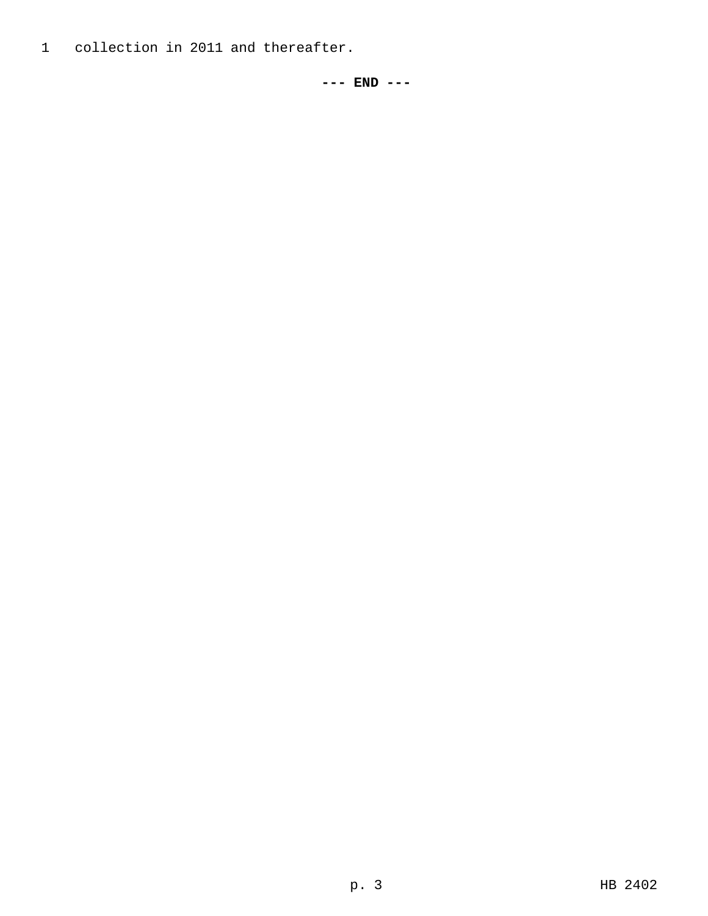collection in 2011 and thereafter.

**--- END ---**